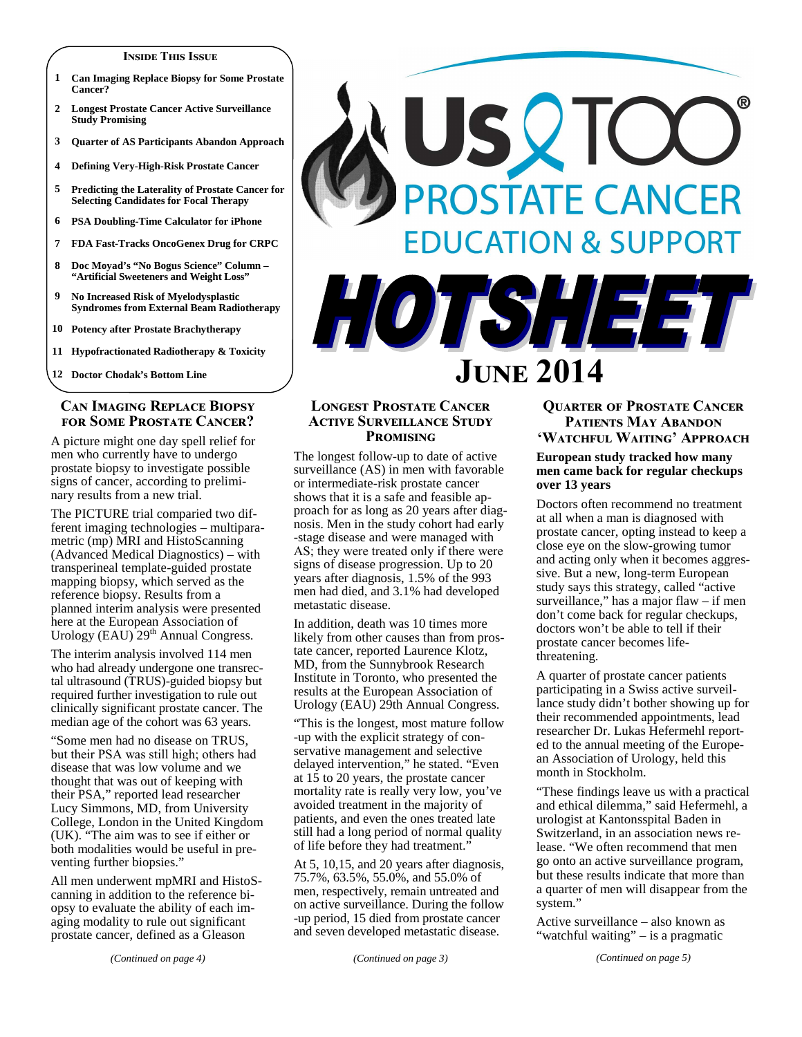# Us TOO® Prostate Cancer Education & Support

# HOTSHEET

## June 2014

### Inside This Issue

1. Can Imaging Replace Biopsy for Some Prostate Cancer?
2. Longest Prostate Cancer Active Surveillance Study Promising
3. Quarter of AS Participants Abandon Approach
4. Defining Very-High-Risk Prostate Cancer
5. Predicting the Laterality of Prostate Cancer for Selecting Candidates for Focal Therapy
6. PSA Doubling-Time Calculator for iPhone
7. FDA Fast-Tracks OncoGenex Drug for CRPC
8. Doc Moyad's "No Bogus Science" Column – "Artificial Sweeteners and Weight Loss"
9. No Increased Risk of Myelodysplastic Syndromes from External Beam Radiotherapy
10. Potency after Prostate Brachytherapy
11. Hypofractionated Radiotherapy & Toxicity
12. Doctor Chodak's Bottom Line

## Can Imaging Replace Biopsy for Some Prostate Cancer?

A picture might one day spell relief for men who currently have to undergo prostate biopsy to investigate possible signs of cancer, according to preliminary results from a new trial.

The PICTURE trial comparied two different imaging technologies – multiparametric (mp) MRI and HistoScanning (Advanced Medical Diagnostics) – with transperineal template-guided prostate mapping biopsy, which served as the reference biopsy. Results from a planned interim analysis were presented here at the European Association of Urology (EAU) 29th Annual Congress.

The interim analysis involved 114 men who had already undergone one transrectal ultrasound (TRUS)-guided biopsy but required further investigation to rule out clinically significant prostate cancer. The median age of the cohort was 63 years.

"Some men had no disease on TRUS, but their PSA was still high; others had disease that was low volume and we thought that was out of keeping with their PSA," reported lead researcher Lucy Simmons, MD, from University College, London in the United Kingdom (UK). "The aim was to see if either or both modalities would be useful in preventing further biopsies."

All men underwent mpMRI and HistoScanning in addition to the reference biopsy to evaluate the ability of each imaging modality to rule out significant prostate cancer, defined as a Gleason

*(Continued on page 4)*

## Longest Prostate Cancer Active Surveillance Study Promising

The longest follow-up to date of active surveillance (AS) in men with favorable or intermediate-risk prostate cancer shows that it is a safe and feasible approach for as long as 20 years after diagnosis. Men in the study cohort had early-stage disease and were managed with AS; they were treated only if there were signs of disease progression. Up to 20 years after diagnosis, 1.5% of the 993 men had died, and 3.1% had developed metastatic disease.

In addition, death was 10 times more likely from other causes than from prostate cancer, reported Laurence Klotz, MD, from the Sunnybrook Research Institute in Toronto, who presented the results at the European Association of Urology (EAU) 29th Annual Congress.

"This is the longest, most mature follow-up with the explicit strategy of conservative management and selective delayed intervention," he stated. "Even at 15 to 20 years, the prostate cancer mortality rate is really very low, you've avoided treatment in the majority of patients, and even the ones treated late still had a long period of normal quality of life before they had treatment."

At 5, 10,15, and 20 years after diagnosis, 75.7%, 63.5%, 55.0%, and 55.0% of men, respectively, remain untreated and on active surveillance. During the follow-up period, 15 died from prostate cancer and seven developed metastatic disease.

*(Continued on page 3)*

## Quarter of Prostate Cancer Patients May Abandon 'Watchful Waiting' Approach

**European study tracked how many men came back for regular checkups over 13 years**

Doctors often recommend no treatment at all when a man is diagnosed with prostate cancer, opting instead to keep a close eye on the slow-growing tumor and acting only when it becomes aggressive. But a new, long-term European study says this strategy, called "active surveillance," has a major flaw – if men don't come back for regular checkups, doctors won't be able to tell if their prostate cancer becomes life-threatening.

A quarter of prostate cancer patients participating in a Swiss active surveillance study didn't bother showing up for their recommended appointments, lead researcher Dr. Lukas Hefermehl reported to the annual meeting of the European Association of Urology, held this month in Stockholm.

"These findings leave us with a practical and ethical dilemma," said Hefermehl, a urologist at Kantonsspital Baden in Switzerland, in an association news release. "We often recommend that men go onto an active surveillance program, but these results indicate that more than a quarter of men will disappear from the system."

Active surveillance – also known as "watchful waiting" – is a pragmatic

*(Continued on page 5)*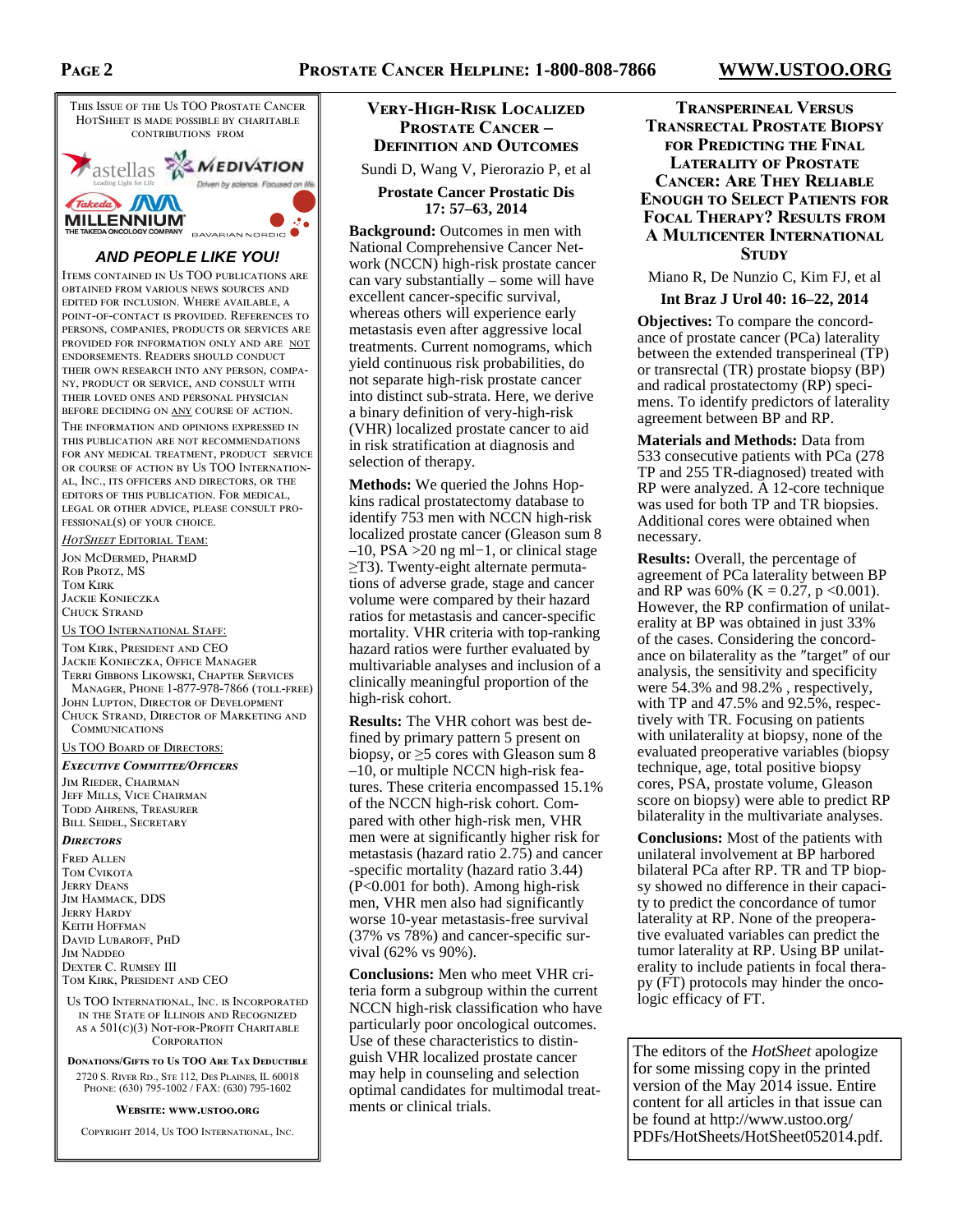This Issue of the Us TOO Prostate Cancer HotSheet is made possible by charitable contributions from

astellas — Leading Light for Life

MEDIVATION — Driven by science. Focused on life.

Takeda MILLENNIUM — The Takeda Oncology Company

BAVARIAN NORDIC

***AND PEOPLE LIKE YOU!***

Items contained in Us TOO publications are obtained from various news sources and edited for inclusion. Where available, a point-of-contact is provided. References to persons, companies, products or services are provided for information only and are NOT endorsements. Readers should conduct their own research into any person, company, product or service, and consult with their loved ones and personal physician before deciding on ANY course of action.

The information and opinions expressed in this publication are not recommendations for any medical treatment, product service or course of action by Us TOO International, Inc., its officers and directors, or the editors of this publication. For medical, legal or other advice, please consult professional(s) of your choice.

*HotSheet* Editorial Team:

Jon McDermed, PharmD
Rob Protz, MS
Tom Kirk
Jackie Konieczka
Chuck Strand

Us TOO International Staff:

Tom Kirk, President and CEO
Jackie Konieczka, Office Manager
Terri Gibbons Likowski, Chapter Services Manager, Phone 1-877-978-7866 (toll-free)
John Lupton, Director of Development
Chuck Strand, Director of Marketing and Communications

Us TOO Board of Directors:

***Executive Committee/Officers***

Jim Rieder, Chairman
Jeff Mills, Vice Chairman
Todd Ahrens, Treasurer
Bill Seidel, Secretary

***Directors***

Fred Allen
Tom Cvikota
Jerry Deans
Jim Hammack, DDS
Jerry Hardy
Keith Hoffman
David Lubaroff, PhD
Jim Naddeo
Dexter C. Rumsey III
Tom Kirk, President and CEO

Us TOO International, Inc. is incorporated in the State of Illinois and recognized as a 501(c)(3) not-for-profit charitable corporation

**Donations/Gifts to Us TOO Are Tax Deductible**

2720 S. River Rd., Ste 112, Des Plaines, IL 60018
Phone: (630) 795-1002 / Fax: (630) 795-1602

**Website: www.ustoo.org**

Copyright 2014, Us TOO International, Inc.

## Very-High-Risk Localized Prostate Cancer – Definition and Outcomes

Sundi D, Wang V, Pierorazio P, et al

**Prostate Cancer Prostatic Dis 17: 57–63, 2014**

**Background:** Outcomes in men with National Comprehensive Cancer Network (NCCN) high-risk prostate cancer can vary substantially – some will have excellent cancer-specific survival, whereas others will experience early metastasis even after aggressive local treatments. Current nomograms, which yield continuous risk probabilities, do not separate high-risk prostate cancer into distinct sub-strata. Here, we derive a binary definition of very-high-risk (VHR) localized prostate cancer to aid in risk stratification at diagnosis and selection of therapy.

**Methods:** We queried the Johns Hopkins radical prostatectomy database to identify 753 men with NCCN high-risk localized prostate cancer (Gleason sum 8–10, PSA >20 ng ml−1, or clinical stage ≥T3). Twenty-eight alternate permutations of adverse grade, stage and cancer volume were compared by their hazard ratios for metastasis and cancer-specific mortality. VHR criteria with top-ranking hazard ratios were further evaluated by multivariable analyses and inclusion of a clinically meaningful proportion of the high-risk cohort.

**Results:** The VHR cohort was best defined by primary pattern 5 present on biopsy, or ≥5 cores with Gleason sum 8–10, or multiple NCCN high-risk features. These criteria encompassed 15.1% of the NCCN high-risk cohort. Compared with other high-risk men, VHR men were at significantly higher risk for metastasis (hazard ratio 2.75) and cancer-specific mortality (hazard ratio 3.44) (P<0.001 for both). Among high-risk men, VHR men also had significantly worse 10-year metastasis-free survival (37% vs 78%) and cancer-specific survival (62% vs 90%).

**Conclusions:** Men who meet VHR criteria form a subgroup within the current NCCN high-risk classification who have particularly poor oncological outcomes. Use of these characteristics to distinguish VHR localized prostate cancer may help in counseling and selection optimal candidates for multimodal treatments or clinical trials.

## Transperineal Versus Transrectal Prostate Biopsy for Predicting the Final Laterality of Prostate Cancer: Are They Reliable Enough to Select Patients for Focal Therapy? Results from a Multicenter International Study

Miano R, De Nunzio C, Kim FJ, et al

**Int Braz J Urol 40: 16–22, 2014**

**Objectives:** To compare the concordance of prostate cancer (PCa) laterality between the extended transperineal (TP) or transrectal (TR) prostate biopsy (BP) and radical prostatectomy (RP) specimens. To identify predictors of laterality agreement between BP and RP.

**Materials and Methods:** Data from 533 consecutive patients with PCa (278 TP and 255 TR-diagnosed) treated with RP were analyzed. A 12-core technique was used for both TP and TR biopsies. Additional cores were obtained when necessary.

**Results:** Overall, the percentage of agreement of PCa laterality between BP and RP was 60% (K = 0.27, p <0.001). However, the RP confirmation of unilaterality at BP was obtained in just 33% of the cases. Considering the concordance on bilaterality as the ″target″ of our analysis, the sensitivity and specificity were 54.3% and 98.2% , respectively, with TP and 47.5% and 92.5%, respectively with TR. Focusing on patients with unilaterality at biopsy, none of the evaluated preoperative variables (biopsy technique, age, total positive biopsy cores, PSA, prostate volume, Gleason score on biopsy) were able to predict RP bilaterality in the multivariate analyses.

**Conclusions:** Most of the patients with unilateral involvement at BP harbored bilateral PCa after RP. TR and TP biopsy showed no difference in their capacity to predict the concordance of tumor laterality at RP. None of the preoperative evaluated variables can predict the tumor laterality at RP. Using BP unilaterality to include patients in focal therapy (FT) protocols may hinder the oncologic efficacy of FT.

The editors of the *HotSheet* apologize for some missing copy in the printed version of the May 2014 issue. Entire content for all articles in that issue can be found at http://www.ustoo.org/PDFs/HotSheets/HotSheet052014.pdf.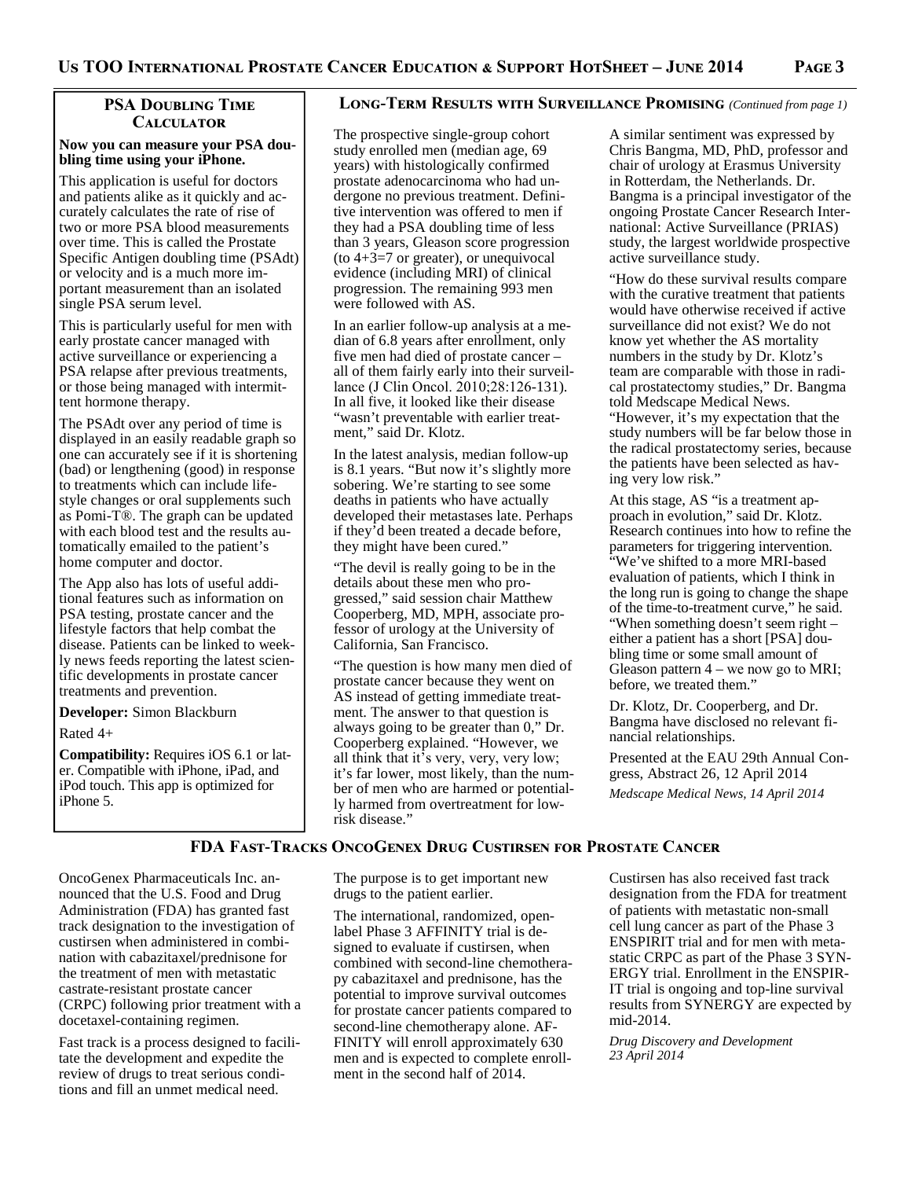## PSA Doubling Time Calculator

**Now you can measure your PSA doubling time using your iPhone.**

This application is useful for doctors and patients alike as it quickly and accurately calculates the rate of rise of two or more PSA blood measurements over time. This is called the Prostate Specific Antigen doubling time (PSAdt) or velocity and is a much more important measurement than an isolated single PSA serum level.

This is particularly useful for men with early prostate cancer managed with active surveillance or experiencing a PSA relapse after previous treatments, or those being managed with intermittent hormone therapy.

The PSAdt over any period of time is displayed in an easily readable graph so one can accurately see if it is shortening (bad) or lengthening (good) in response to treatments which can include lifestyle changes or oral supplements such as Pomi-T®. The graph can be updated with each blood test and the results automatically emailed to the patient's home computer and doctor.

The App also has lots of useful additional features such as information on PSA testing, prostate cancer and the lifestyle factors that help combat the disease. Patients can be linked to weekly news feeds reporting the latest scientific developments in prostate cancer treatments and prevention.

**Developer:** Simon Blackburn

Rated 4+

**Compatibility:** Requires iOS 6.1 or later. Compatible with iPhone, iPad, and iPod touch. This app is optimized for iPhone 5.

## Long-Term Results with Surveillance Promising *(Continued from page 1)*

The prospective single-group cohort study enrolled men (median age, 69 years) with histologically confirmed prostate adenocarcinoma who had undergone no previous treatment. Definitive intervention was offered to men if they had a PSA doubling time of less than 3 years, Gleason score progression (to 4+3=7 or greater), or unequivocal evidence (including MRI) of clinical progression. The remaining 993 men were followed with AS.

In an earlier follow-up analysis at a median of 6.8 years after enrollment, only five men had died of prostate cancer – all of them fairly early into their surveillance (J Clin Oncol. 2010;28:126-131). In all five, it looked like their disease "wasn't preventable with earlier treatment," said Dr. Klotz.

In the latest analysis, median follow-up is 8.1 years. "But now it's slightly more sobering. We're starting to see some deaths in patients who have actually developed their metastases late. Perhaps if they'd been treated a decade before, they might have been cured."

"The devil is really going to be in the details about these men who progressed," said session chair Matthew Cooperberg, MD, MPH, associate professor of urology at the University of California, San Francisco.

"The question is how many men died of prostate cancer because they went on AS instead of getting immediate treatment. The answer to that question is always going to be greater than 0," Dr. Cooperberg explained. "However, we all think that it's very, very, very low; it's far lower, most likely, than the number of men who are harmed or potentially harmed from overtreatment for low-risk disease."

A similar sentiment was expressed by Chris Bangma, MD, PhD, professor and chair of urology at Erasmus University in Rotterdam, the Netherlands. Dr. Bangma is a principal investigator of the ongoing Prostate Cancer Research International: Active Surveillance (PRIAS) study, the largest worldwide prospective active surveillance study.

"How do these survival results compare with the curative treatment that patients would have otherwise received if active surveillance did not exist? We do not know yet whether the AS mortality numbers in the study by Dr. Klotz's team are comparable with those in radical prostatectomy studies," Dr. Bangma told Medscape Medical News. "However, it's my expectation that the study numbers will be far below those in the radical prostatectomy series, because the patients have been selected as having very low risk."

At this stage, AS "is a treatment approach in evolution," said Dr. Klotz. Research continues into how to refine the parameters for triggering intervention. "We've shifted to a more MRI-based evaluation of patients, which I think in the long run is going to change the shape of the time-to-treatment curve," he said. "When something doesn't seem right – either a patient has a short [PSA] doubling time or some small amount of Gleason pattern 4 – we now go to MRI; before, we treated them."

Dr. Klotz, Dr. Cooperberg, and Dr. Bangma have disclosed no relevant financial relationships.

Presented at the EAU 29th Annual Congress, Abstract 26, 12 April 2014

*Medscape Medical News, 14 April 2014*

## FDA Fast-Tracks OncoGenex Drug Custirsen for Prostate Cancer

OncoGenex Pharmaceuticals Inc. announced that the U.S. Food and Drug Administration (FDA) has granted fast track designation to the investigation of custirsen when administered in combination with cabazitaxel/prednisone for the treatment of men with metastatic castrate-resistant prostate cancer (CRPC) following prior treatment with a docetaxel-containing regimen.

Fast track is a process designed to facilitate the development and expedite the review of drugs to treat serious conditions and fill an unmet medical need. The purpose is to get important new drugs to the patient earlier.

The international, randomized, open-label Phase 3 AFFINITY trial is designed to evaluate if custirsen, when combined with second-line chemotherapy cabazitaxel and prednisone, has the potential to improve survival outcomes for prostate cancer patients compared to second-line chemotherapy alone. AFFINITY will enroll approximately 630 men and is expected to complete enrollment in the second half of 2014.

Custirsen has also received fast track designation from the FDA for treatment of patients with metastatic non-small cell lung cancer as part of the Phase 3 ENSPIRIT trial and for men with metastatic CRPC as part of the Phase 3 SYNERGY trial. Enrollment in the ENSPIRIT trial is ongoing and top-line survival results from SYNERGY are expected by mid-2014.

*Drug Discovery and Development 23 April 2014*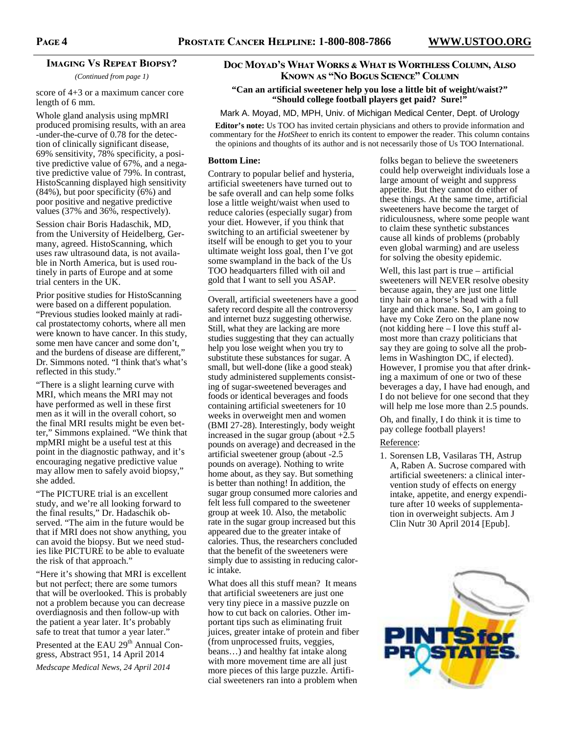## Imaging Vs Repeat Biopsy?

*(Continued from page 1)*

score of 4+3 or a maximum cancer core length of 6 mm.

Whole gland analysis using mpMRI produced promising results, with an area-under-the-curve of 0.78 for the detection of clinically significant disease, 69% sensitivity, 78% specificity, a positive predictive value of 67%, and a negative predictive value of 79%. In contrast, HistoScanning displayed high sensitivity (84%), but poor specificity (6%) and poor positive and negative predictive values (37% and 36%, respectively).

Session chair Boris Hadaschik, MD, from the University of Heidelberg, Germany, agreed. HistoScanning, which uses raw ultrasound data, is not available in North America, but is used routinely in parts of Europe and at some trial centers in the UK.

Prior positive studies for HistoScanning were based on a different population. "Previous studies looked mainly at radical prostatectomy cohorts, where all men were known to have cancer. In this study, some men have cancer and some don't, and the burdens of disease are different," Dr. Simmons noted. "I think that's what's reflected in this study."

"There is a slight learning curve with MRI, which means the MRI may not have performed as well in these first men as it will in the overall cohort, so the final MRI results might be even better," Simmons explained. "We think that mpMRI might be a useful test at this point in the diagnostic pathway, and it's encouraging negative predictive value may allow men to safely avoid biopsy," she added.

"The PICTURE trial is an excellent study, and we're all looking forward to the final results," Dr. Hadaschik observed. "The aim in the future would be that if MRI does not show anything, you can avoid the biopsy. But we need studies like PICTURE to be able to evaluate the risk of that approach."

"Here it's showing that MRI is excellent but not perfect; there are some tumors that will be overlooked. This is probably not a problem because you can decrease overdiagnosis and then follow-up with the patient a year later. It's probably safe to treat that tumor a year later."

Presented at the EAU 29th Annual Congress, Abstract 951, 14 April 2014

*Medscape Medical News, 24 April 2014*

## Doc Moyad's What Works & What is Worthless Column, Also Known as "No Bogus Science" Column

**"Can an artificial sweetener help you lose a little bit of weight/waist?" "Should college football players get paid? Sure!"**

Mark A. Moyad, MD, MPH, Univ. of Michigan Medical Center, Dept. of Urology

**Editor's note:** Us TOO has invited certain physicians and others to provide information and commentary for the *HotSheet* to enrich its content to empower the reader. This column contains the opinions and thoughts of its author and is not necessarily those of Us TOO International.

**Bottom Line:**

Contrary to popular belief and hysteria, artificial sweeteners have turned out to be safe overall and can help some folks lose a little weight/waist when used to reduce calories (especially sugar) from your diet. However, if you think that switching to an artificial sweetener by itself will be enough to get you to your ultimate weight loss goal, then I've got some swampland in the back of the Us TOO headquarters filled with oil and gold that I want to sell you ASAP.

---

Overall, artificial sweeteners have a good safety record despite all the controversy and internet buzz suggesting otherwise. Still, what they are lacking are more studies suggesting that they can actually help you lose weight when you try to substitute these substances for sugar. A small, but well-done (like a good steak) study administered supplements consisting of sugar-sweetened beverages and foods or identical beverages and foods containing artificial sweeteners for 10 weeks in overweight men and women (BMI 27-28). Interestingly, body weight increased in the sugar group (about +2.5 pounds on average) and decreased in the artificial sweetener group (about -2.5 pounds on average). Nothing to write home about, as they say. But something is better than nothing! In addition, the sugar group consumed more calories and felt less full compared to the sweetener group at week 10. Also, the metabolic rate in the sugar group increased but this appeared due to the greater intake of calories. Thus, the researchers concluded that the benefit of the sweeteners were simply due to assisting in reducing caloric intake.

What does all this stuff mean? It means that artificial sweeteners are just one very tiny piece in a massive puzzle on how to cut back on calories. Other important tips such as eliminating fruit juices, greater intake of protein and fiber (from unprocessed fruits, veggies, beans…) and healthy fat intake along with more movement time are all just more pieces of this large puzzle. Artificial sweeteners ran into a problem when folks began to believe the sweeteners could help overweight individuals lose a large amount of weight and suppress appetite. But they cannot do either of these things. At the same time, artificial sweeteners have become the target of ridiculousness, where some people want to claim these synthetic substances cause all kinds of problems (probably even global warming) and are useless for solving the obesity epidemic.

Well, this last part is true – artificial sweeteners will NEVER resolve obesity because again, they are just one little tiny hair on a horse's head with a full large and thick mane. So, I am going to have my Coke Zero on the plane now (not kidding here – I love this stuff almost more than crazy politicians that say they are going to solve all the problems in Washington DC, if elected). However, I promise you that after drinking a maximum of one or two of these beverages a day, I have had enough, and I do not believe for one second that they will help me lose more than 2.5 pounds.

Oh, and finally, I do think it is time to pay college football players!

Reference:

1. Sorensen LB, Vasilaras TH, Astrup A, Raben A. Sucrose compared with artificial sweeteners: a clinical intervention study of effects on energy intake, appetite, and energy expenditure after 10 weeks of supplementation in overweight subjects. Am J Clin Nutr 30 April 2014 [Epub].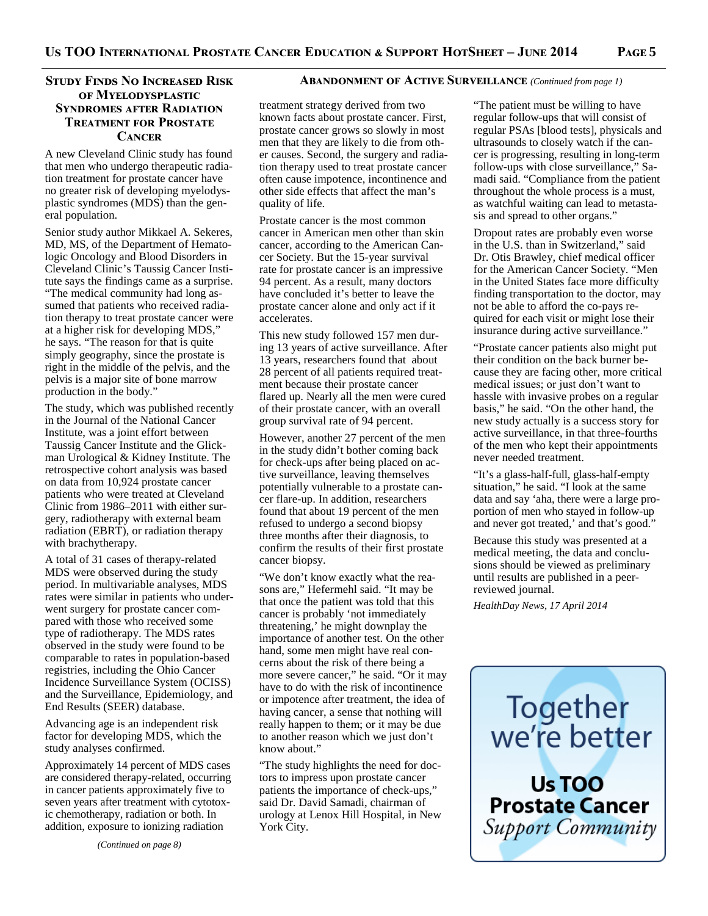## Study Finds No Increased Risk of Myelodysplastic Syndromes after Radiation Treatment for Prostate Cancer

A new Cleveland Clinic study has found that men who undergo therapeutic radiation treatment for prostate cancer have no greater risk of developing myelodysplastic syndromes (MDS) than the general population.

Senior study author Mikkael A. Sekeres, MD, MS, of the Department of Hematologic Oncology and Blood Disorders in Cleveland Clinic's Taussig Cancer Institute says the findings came as a surprise. "The medical community had long assumed that patients who received radiation therapy to treat prostate cancer were at a higher risk for developing MDS," he says. "The reason for that is quite simply geography, since the prostate is right in the middle of the pelvis, and the pelvis is a major site of bone marrow production in the body."

The study, which was published recently in the Journal of the National Cancer Institute, was a joint effort between Taussig Cancer Institute and the Glickman Urological & Kidney Institute. The retrospective cohort analysis was based on data from 10,924 prostate cancer patients who were treated at Cleveland Clinic from 1986–2011 with either surgery, radiotherapy with external beam radiation (EBRT), or radiation therapy with brachytherapy.

A total of 31 cases of therapy-related MDS were observed during the study period. In multivariable analyses, MDS rates were similar in patients who underwent surgery for prostate cancer compared with those who received some type of radiotherapy. The MDS rates observed in the study were found to be comparable to rates in population-based registries, including the Ohio Cancer Incidence Surveillance System (OCISS) and the Surveillance, Epidemiology, and End Results (SEER) database.

Advancing age is an independent risk factor for developing MDS, which the study analyses confirmed.

Approximately 14 percent of MDS cases are considered therapy-related, occurring in cancer patients approximately five to seven years after treatment with cytotoxic chemotherapy, radiation or both. In addition, exposure to ionizing radiation

*(Continued on page 8)*

## Abandonment of Active Surveillance *(Continued from page 1)*

treatment strategy derived from two known facts about prostate cancer. First, prostate cancer grows so slowly in most men that they are likely to die from other causes. Second, the surgery and radiation therapy used to treat prostate cancer often cause impotence, incontinence and other side effects that affect the man's quality of life.

Prostate cancer is the most common cancer in American men other than skin cancer, according to the American Cancer Society. But the 15-year survival rate for prostate cancer is an impressive 94 percent. As a result, many doctors have concluded it's better to leave the prostate cancer alone and only act if it accelerates.

This new study followed 157 men during 13 years of active surveillance. After 13 years, researchers found that about 28 percent of all patients required treatment because their prostate cancer flared up. Nearly all the men were cured of their prostate cancer, with an overall group survival rate of 94 percent.

However, another 27 percent of the men in the study didn't bother coming back for check-ups after being placed on active surveillance, leaving themselves potentially vulnerable to a prostate cancer flare-up. In addition, researchers found that about 19 percent of the men refused to undergo a second biopsy three months after their diagnosis, to confirm the results of their first prostate cancer biopsy.

"We don't know exactly what the reasons are," Hefermehl said. "It may be that once the patient was told that this cancer is probably 'not immediately threatening,' he might downplay the importance of another test. On the other hand, some men might have real concerns about the risk of there being a more severe cancer," he said. "Or it may have to do with the risk of incontinence or impotence after treatment, the idea of having cancer, a sense that nothing will really happen to them; or it may be due to another reason which we just don't know about."

"The study highlights the need for doctors to impress upon prostate cancer patients the importance of check-ups," said Dr. David Samadi, chairman of urology at Lenox Hill Hospital, in New York City.

"The patient must be willing to have regular follow-ups that will consist of regular PSAs [blood tests], physicals and ultrasounds to closely watch if the cancer is progressing, resulting in long-term follow-ups with close surveillance," Samadi said. "Compliance from the patient throughout the whole process is a must, as watchful waiting can lead to metastasis and spread to other organs."

Dropout rates are probably even worse in the U.S. than in Switzerland," said Dr. Otis Brawley, chief medical officer for the American Cancer Society. "Men in the United States face more difficulty finding transportation to the doctor, may not be able to afford the co-pays required for each visit or might lose their insurance during active surveillance."

"Prostate cancer patients also might put their condition on the back burner because they are facing other, more critical medical issues; or just don't want to hassle with invasive probes on a regular basis," he said. "On the other hand, the new study actually is a success story for active surveillance, in that three-fourths of the men who kept their appointments never needed treatment.

"It's a glass-half-full, glass-half-empty situation," he said. "I look at the same data and say 'aha, there were a large proportion of men who stayed in follow-up and never got treated,' and that's good."

Because this study was presented at a medical meeting, the data and conclusions should be viewed as preliminary until results are published in a peer-reviewed journal.

*HealthDay News, 17 April 2014*

Together we're better

**Us TOO Prostate Cancer** *Support Community*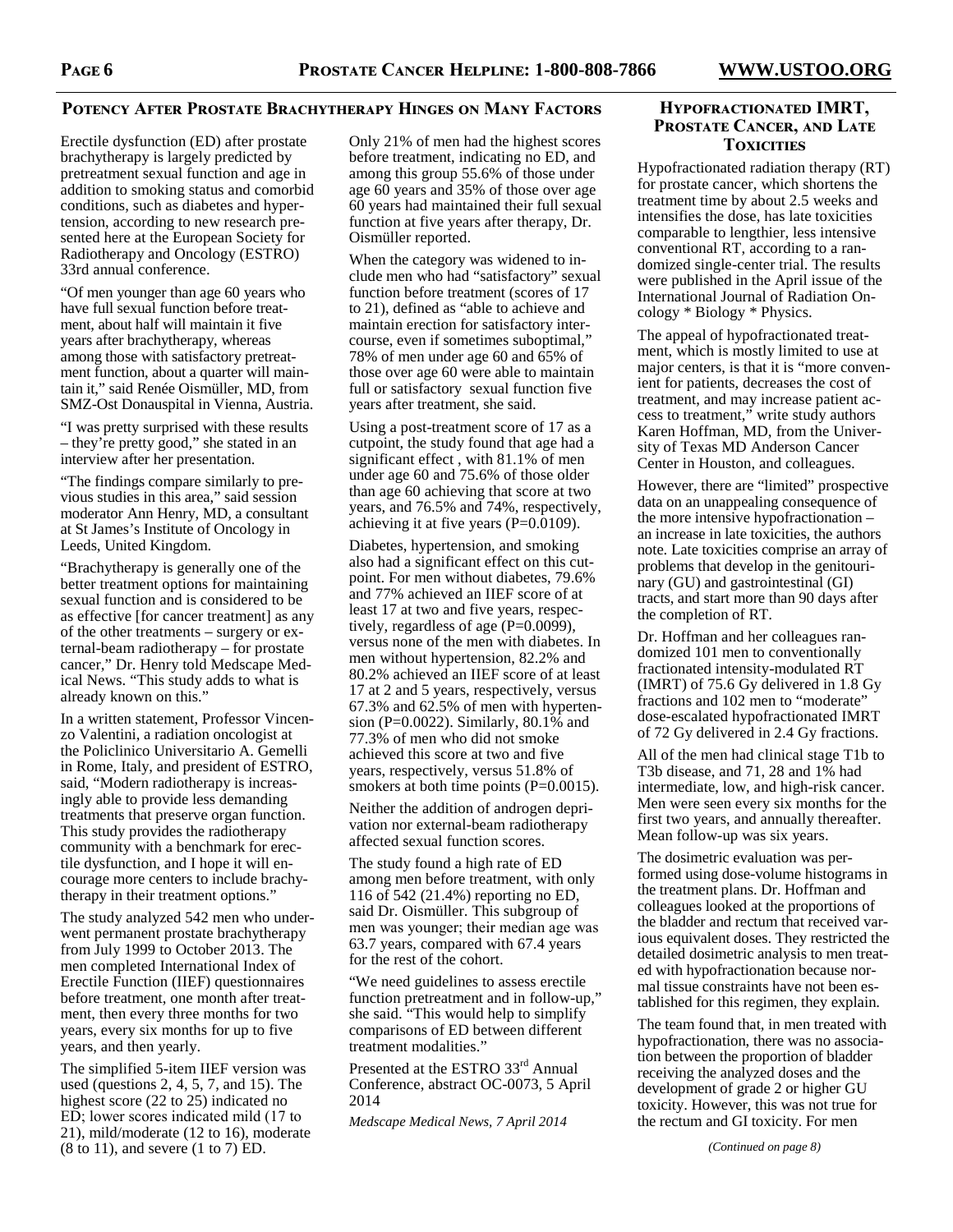## Potency After Prostate Brachytherapy Hinges on Many Factors

Erectile dysfunction (ED) after prostate brachytherapy is largely predicted by pretreatment sexual function and age in addition to smoking status and comorbid conditions, such as diabetes and hypertension, according to new research presented here at the European Society for Radiotherapy and Oncology (ESTRO) 33rd annual conference.

"Of men younger than age 60 years who have full sexual function before treatment, about half will maintain it five years after brachytherapy, whereas among those with satisfactory pretreatment function, about a quarter will maintain it," said Renée Oismüller, MD, from SMZ-Ost Donauspital in Vienna, Austria.

"I was pretty surprised with these results – they're pretty good," she stated in an interview after her presentation.

"The findings compare similarly to previous studies in this area," said session moderator Ann Henry, MD, a consultant at St James's Institute of Oncology in Leeds, United Kingdom.

"Brachytherapy is generally one of the better treatment options for maintaining sexual function and is considered to be as effective [for cancer treatment] as any of the other treatments – surgery or external-beam radiotherapy – for prostate cancer," Dr. Henry told Medscape Medical News. "This study adds to what is already known on this."

In a written statement, Professor Vincenzo Valentini, a radiation oncologist at the Policlinico Universitario A. Gemelli in Rome, Italy, and president of ESTRO, said, "Modern radiotherapy is increasingly able to provide less demanding treatments that preserve organ function. This study provides the radiotherapy community with a benchmark for erectile dysfunction, and I hope it will encourage more centers to include brachytherapy in their treatment options."

The study analyzed 542 men who underwent permanent prostate brachytherapy from July 1999 to October 2013. The men completed International Index of Erectile Function (IIEF) questionnaires before treatment, one month after treatment, then every three months for two years, every six months for up to five years, and then yearly.

The simplified 5-item IIEF version was used (questions 2, 4, 5, 7, and 15). The highest score (22 to 25) indicated no ED; lower scores indicated mild (17 to 21), mild/moderate (12 to 16), moderate (8 to 11), and severe (1 to 7) ED.

Only 21% of men had the highest scores before treatment, indicating no ED, and among this group 55.6% of those under age 60 years and 35% of those over age 60 years had maintained their full sexual function at five years after therapy, Dr. Oismüller reported.

When the category was widened to include men who had "satisfactory" sexual function before treatment (scores of 17 to 21), defined as "able to achieve and maintain erection for satisfactory intercourse, even if sometimes suboptimal," 78% of men under age 60 and 65% of those over age 60 were able to maintain full or satisfactory sexual function five years after treatment, she said.

Using a post-treatment score of 17 as a cutpoint, the study found that age had a significant effect, with 81.1% of men under age 60 and 75.6% of those older than age 60 achieving that score at two years, and 76.5% and 74%, respectively, achieving it at five years (P=0.0109).

Diabetes, hypertension, and smoking also had a significant effect on this cutpoint. For men without diabetes, 79.6% and 77% achieved an IIEF score of at least 17 at two and five years, respectively, regardless of age (P=0.0099), versus none of the men with diabetes. In men without hypertension, 82.2% and 80.2% achieved an IIEF score of at least 17 at 2 and 5 years, respectively, versus 67.3% and 62.5% of men with hypertension (P=0.0022). Similarly, 80.1% and 77.3% of men who did not smoke achieved this score at two and five years, respectively, versus 51.8% of smokers at both time points (P=0.0015).

Neither the addition of androgen deprivation nor external-beam radiotherapy affected sexual function scores.

The study found a high rate of ED among men before treatment, with only 116 of 542 (21.4%) reporting no ED, said Dr. Oismüller. This subgroup of men was younger; their median age was 63.7 years, compared with 67.4 years for the rest of the cohort.

"We need guidelines to assess erectile function pretreatment and in follow-up," she said. "This would help to simplify comparisons of ED between different treatment modalities."

Presented at the ESTRO 33rd Annual Conference, abstract OC-0073, 5 April 2014

*Medscape Medical News, 7 April 2014*

## Hypofractionated IMRT, Prostate Cancer, and Late Toxicities

Hypofractionated radiation therapy (RT) for prostate cancer, which shortens the treatment time by about 2.5 weeks and intensifies the dose, has late toxicities comparable to lengthier, less intensive conventional RT, according to a randomized single-center trial. The results were published in the April issue of the International Journal of Radiation Oncology * Biology * Physics.

The appeal of hypofractionated treatment, which is mostly limited to use at major centers, is that it is "more convenient for patients, decreases the cost of treatment, and may increase patient access to treatment," write study authors Karen Hoffman, MD, from the University of Texas MD Anderson Cancer Center in Houston, and colleagues.

However, there are "limited" prospective data on an unappealing consequence of the more intensive hypofractionation – an increase in late toxicities, the authors note. Late toxicities comprise an array of problems that develop in the genitourinary (GU) and gastrointestinal (GI) tracts, and start more than 90 days after the completion of RT.

Dr. Hoffman and her colleagues randomized 101 men to conventionally fractionated intensity-modulated RT (IMRT) of 75.6 Gy delivered in 1.8 Gy fractions and 102 men to "moderate" dose-escalated hypofractionated IMRT of 72 Gy delivered in 2.4 Gy fractions.

All of the men had clinical stage T1b to T3b disease, and 71, 28 and 1% had intermediate, low, and high-risk cancer. Men were seen every six months for the first two years, and annually thereafter. Mean follow-up was six years.

The dosimetric evaluation was performed using dose-volume histograms in the treatment plans. Dr. Hoffman and colleagues looked at the proportions of the bladder and rectum that received various equivalent doses. They restricted the detailed dosimetric analysis to men treated with hypofractionation because normal tissue constraints have not been established for this regimen, they explain.

The team found that, in men treated with hypofractionation, there was no association between the proportion of bladder receiving the analyzed doses and the development of grade 2 or higher GU toxicity. However, this was not true for the rectum and GI toxicity. For men

*(Continued on page 8)*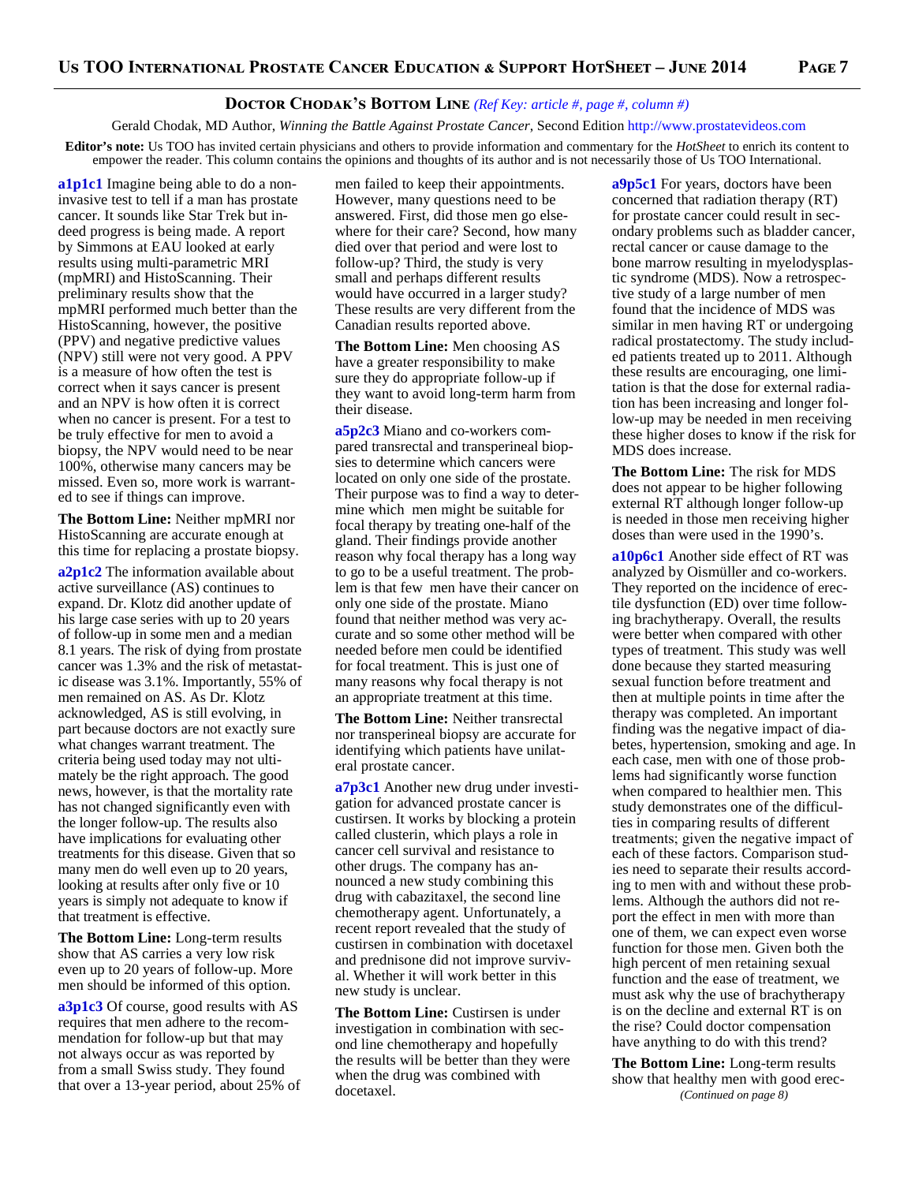## DOCTOR CHODAK'S BOTTOM LINE *(Ref Key: article #, page #, column #)*

Gerald Chodak, MD Author, *Winning the Battle Against Prostate Cancer*, Second Edition http://www.prostatevideos.com

**Editor's note:** Us TOO has invited certain physicians and others to provide information and commentary for the *HotSheet* to enrich its content to empower the reader. This column contains the opinions and thoughts of its author and is not necessarily those of Us TOO International.

**a1p1c1** Imagine being able to do a non-invasive test to tell if a man has prostate cancer. It sounds like Star Trek but indeed progress is being made. A report by Simmons at EAU looked at early results using multi-parametric MRI (mpMRI) and HistoScanning. Their preliminary results show that the mpMRI performed much better than the HistoScanning, however, the positive (PPV) and negative predictive values (NPV) still were not very good. A PPV is a measure of how often the test is correct when it says cancer is present and an NPV is how often it is correct when no cancer is present. For a test to be truly effective for men to avoid a biopsy, the NPV would need to be near 100%, otherwise many cancers may be missed. Even so, more work is warranted to see if things can improve.

**The Bottom Line:** Neither mpMRI nor HistoScanning are accurate enough at this time for replacing a prostate biopsy.

**a2p1c2** The information available about active surveillance (AS) continues to expand. Dr. Klotz did another update of his large case series with up to 20 years of follow-up in some men and a median 8.1 years. The risk of dying from prostate cancer was 1.3% and the risk of metastatic disease was 3.1%. Importantly, 55% of men remained on AS. As Dr. Klotz acknowledged, AS is still evolving, in part because doctors are not exactly sure what changes warrant treatment. The criteria being used today may not ultimately be the right approach. The good news, however, is that the mortality rate has not changed significantly even with the longer follow-up. The results also have implications for evaluating other treatments for this disease. Given that so many men do well even up to 20 years, looking at results after only five or 10 years is simply not adequate to know if that treatment is effective.

**The Bottom Line:** Long-term results show that AS carries a very low risk even up to 20 years of follow-up. More men should be informed of this option.

**a3p1c3** Of course, good results with AS requires that men adhere to the recommendation for follow-up but that may not always occur as was reported by from a small Swiss study. They found that over a 13-year period, about 25% of men failed to keep their appointments. However, many questions need to be answered. First, did those men go elsewhere for their care? Second, how many died over that period and were lost to follow-up? Third, the study is very small and perhaps different results would have occurred in a larger study? These results are very different from the Canadian results reported above.

**The Bottom Line:** Men choosing AS have a greater responsibility to make sure they do appropriate follow-up if they want to avoid long-term harm from their disease.

**a5p2c3** Miano and co-workers compared transrectal and transperineal biopsies to determine which cancers were located on only one side of the prostate. Their purpose was to find a way to determine which men might be suitable for focal therapy by treating one-half of the gland. Their findings provide another reason why focal therapy has a long way to go to be a useful treatment. The problem is that few men have their cancer on only one side of the prostate. Miano found that neither method was very accurate and so some other method will be needed before men could be identified for focal treatment. This is just one of many reasons why focal therapy is not an appropriate treatment at this time.

**The Bottom Line:** Neither transrectal nor transperineal biopsy are accurate for identifying which patients have unilateral prostate cancer.

**a7p3c1** Another new drug under investigation for advanced prostate cancer is custirsen. It works by blocking a protein called clusterin, which plays a role in cancer cell survival and resistance to other drugs. The company has announced a new study combining this drug with cabazitaxel, the second line chemotherapy agent. Unfortunately, a recent report revealed that the study of custirsen in combination with docetaxel and prednisone did not improve survival. Whether it will work better in this new study is unclear.

**The Bottom Line:** Custirsen is under investigation in combination with second line chemotherapy and hopefully the results will be better than they were when the drug was combined with docetaxel.

**a9p5c1** For years, doctors have been concerned that radiation therapy (RT) for prostate cancer could result in secondary problems such as bladder cancer, rectal cancer or cause damage to the bone marrow resulting in myelodysplastic syndrome (MDS). Now a retrospective study of a large number of men found that the incidence of MDS was similar in men having RT or undergoing radical prostatectomy. The study included patients treated up to 2011. Although these results are encouraging, one limitation is that the dose for external radiation has been increasing and longer follow-up may be needed in men receiving these higher doses to know if the risk for MDS does increase.

**The Bottom Line:** The risk for MDS does not appear to be higher following external RT although longer follow-up is needed in those men receiving higher doses than were used in the 1990's.

**a10p6c1** Another side effect of RT was analyzed by Oismüller and co-workers. They reported on the incidence of erectile dysfunction (ED) over time following brachytherapy. Overall, the results were better when compared with other types of treatment. This study was well done because they started measuring sexual function before treatment and then at multiple points in time after the therapy was completed. An important finding was the negative impact of diabetes, hypertension, smoking and age. In each case, men with one of those problems had significantly worse function when compared to healthier men. This study demonstrates one of the difficulties in comparing results of different treatments; given the negative impact of each of these factors. Comparison studies need to separate their results according to men with and without these problems. Although the authors did not report the effect in men with more than one of them, we can expect even worse function for those men. Given both the high percent of men retaining sexual function and the ease of treatment, we must ask why the use of brachytherapy is on the decline and external RT is on the rise? Could doctor compensation have anything to do with this trend?

**The Bottom Line:** Long-term results show that healthy men with good erec-

*(Continued on page 8)*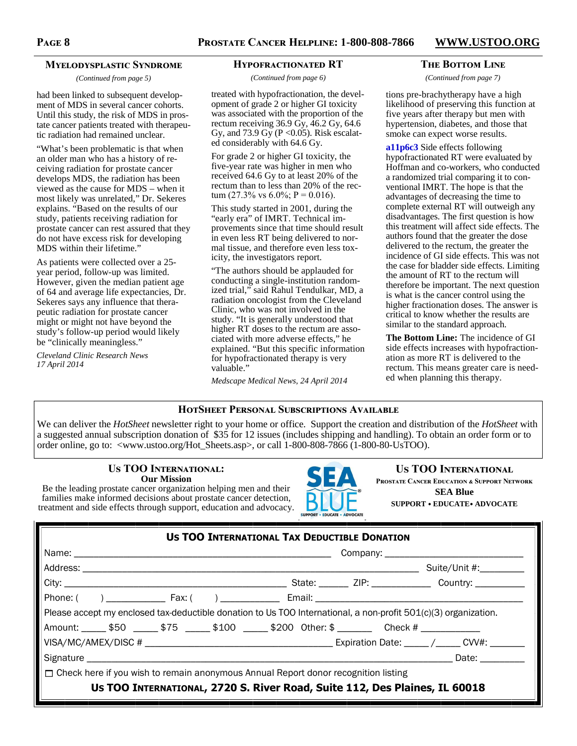## Myelodysplastic Syndrome

*(Continued from page 5)*

had been linked to subsequent development of MDS in several cancer cohorts. Until this study, the risk of MDS in prostate cancer patients treated with therapeutic radiation had remained unclear.

"What's been problematic is that when an older man who has a history of receiving radiation for prostate cancer develops MDS, the radiation has been viewed as the cause for MDS – when it most likely was unrelated," Dr. Sekeres explains. "Based on the results of our study, patients receiving radiation for prostate cancer can rest assured that they do not have excess risk for developing MDS within their lifetime."

As patients were collected over a 25-year period, follow-up was limited. However, given the median patient age of 64 and average life expectancies, Dr. Sekeres says any influence that therapeutic radiation for prostate cancer might or might not have beyond the study's follow-up period would likely be "clinically meaningless."

*Cleveland Clinic Research News*
*17 April 2014*

## Hypofractionated RT

*(Continued from page 6)*

treated with hypofractionation, the development of grade 2 or higher GI toxicity was associated with the proportion of the rectum receiving 36.9 Gy, 46.2 Gy, 64.6 Gy, and 73.9 Gy ($P < 0.05$). Risk escalated considerably with 64.6 Gy.

For grade 2 or higher GI toxicity, the five-year rate was higher in men who received 64.6 Gy to at least 20% of the rectum than to less than 20% of the rectum (27.3% vs 6.0%; $P = 0.016$).

This study started in 2001, during the "early era" of IMRT. Technical improvements since that time should result in even less RT being delivered to normal tissue, and therefore even less toxicity, the investigators report.

"The authors should be applauded for conducting a single-institution randomized trial," said Rahul Tendulkar, MD, a radiation oncologist from the Cleveland Clinic, who was not involved in the study. "It is generally understood that higher RT doses to the rectum are associated with more adverse effects," he explained. "But this specific information for hypofractionated therapy is very valuable."

*Medscape Medical News, 24 April 2014*

## The Bottom Line

*(Continued from page 7)*

tions pre-brachytherapy have a high likelihood of preserving this function at five years after therapy but men with hypertension, diabetes, and those that smoke can expect worse results.

**a11p6c3** Side effects following hypofractionated RT were evaluated by Hoffman and co-workers, who conducted a randomized trial comparing it to conventional IMRT. The hope is that the advantages of decreasing the time to complete external RT will outweigh any disadvantages. The first question is how this treatment will affect side effects. The authors found that the greater the dose delivered to the rectum, the greater the incidence of GI side effects. This was not the case for bladder side effects. Limiting the amount of RT to the rectum will therefore be important. The next question is what is the cancer control using the higher fractionation doses. The answer is critical to know whether the results are similar to the standard approach.

**The Bottom Line:** The incidence of GI side effects increases with hypofractionation as more RT is delivered to the rectum. This means greater care is needed when planning this therapy.

## HotSheet Personal Subscriptions Available

We can deliver the *HotSheet* newsletter right to your home or office. Support the creation and distribution of the *HotSheet* with a suggested annual subscription donation of $35 for 12 issues (includes shipping and handling). To obtain an order form or to order online, go to: <www.ustoo.org/Hot_Sheets.asp>, or call 1-800-808-7866 (1-800-80-UsTOO).

### Us TOO International:
**Our Mission**

Be the leading prostate cancer organization helping men and their families make informed decisions about prostate cancer detection, treatment and side effects through support, education and advocacy.

SEA BLUE
SUPPORT • EDUCATE • ADVOCATE

### Us TOO International
Prostate Cancer Education & Support Network
**SEA Blue**
**SUPPORT • EDUCATE• ADVOCATE**

## Us TOO International Tax Deductible Donation

Name: ______________________________ Company: ______________________

Address: ______________________________________ Suite/Unit #:________

City: ___________________________ State: ______ ZIP: ___________ Country: _________

Phone: ( ) ___________ Fax: ( ) ___________ Email: _____________________________

Please accept my enclosed tax-deductible donation to Us TOO International, a non-profit 501(c)(3) organization.

Amount: _____ $50 _____ $75 _____ $100 _____ $200 Other: $ _______ Check # ___________

VISA/MC/AMEX/DISC # ______________________________ Expiration Date: _____ /_____ CVV#: _______

Signature ______________________________________________________ Date: _________

☐ Check here if you wish to remain anonymous Annual Report donor recognition listing

**Us TOO International, 2720 S. River Road, Suite 112, Des Plaines, IL 60018**